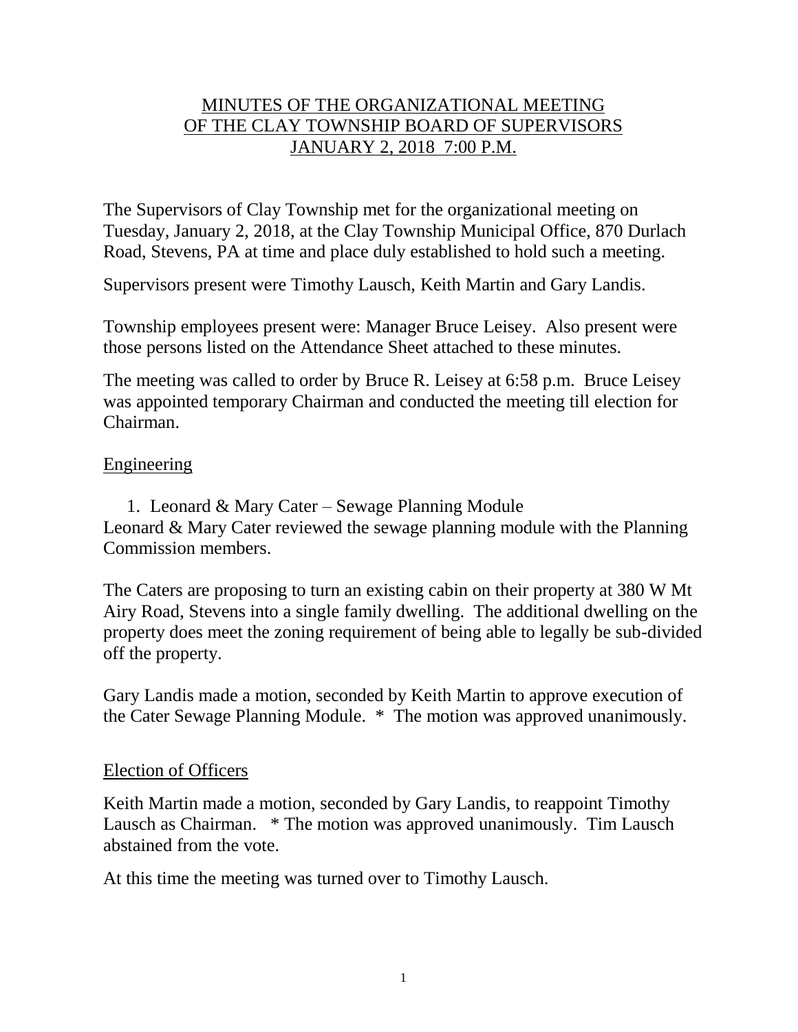# MINUTES OF THE ORGANIZATIONAL MEETING OF THE CLAY TOWNSHIP BOARD OF SUPERVISORS JANUARY 2, 2018 7:00 P.M.

The Supervisors of Clay Township met for the organizational meeting on Tuesday, January 2, 2018, at the Clay Township Municipal Office, 870 Durlach Road, Stevens, PA at time and place duly established to hold such a meeting.

Supervisors present were Timothy Lausch, Keith Martin and Gary Landis.

Township employees present were: Manager Bruce Leisey. Also present were those persons listed on the Attendance Sheet attached to these minutes.

The meeting was called to order by Bruce R. Leisey at 6:58 p.m. Bruce Leisey was appointed temporary Chairman and conducted the meeting till election for Chairman.

## Engineering

1. Leonard & Mary Cater – Sewage Planning Module

Leonard & Mary Cater reviewed the sewage planning module with the Planning Commission members.

The Caters are proposing to turn an existing cabin on their property at 380 W Mt Airy Road, Stevens into a single family dwelling. The additional dwelling on the property does meet the zoning requirement of being able to legally be sub-divided off the property.

Gary Landis made a motion, seconded by Keith Martin to approve execution of the Cater Sewage Planning Module. * The motion was approved unanimously.

## Election of Officers

Keith Martin made a motion, seconded by Gary Landis, to reappoint Timothy Lausch as Chairman. * The motion was approved unanimously. Tim Lausch abstained from the vote.

At this time the meeting was turned over to Timothy Lausch.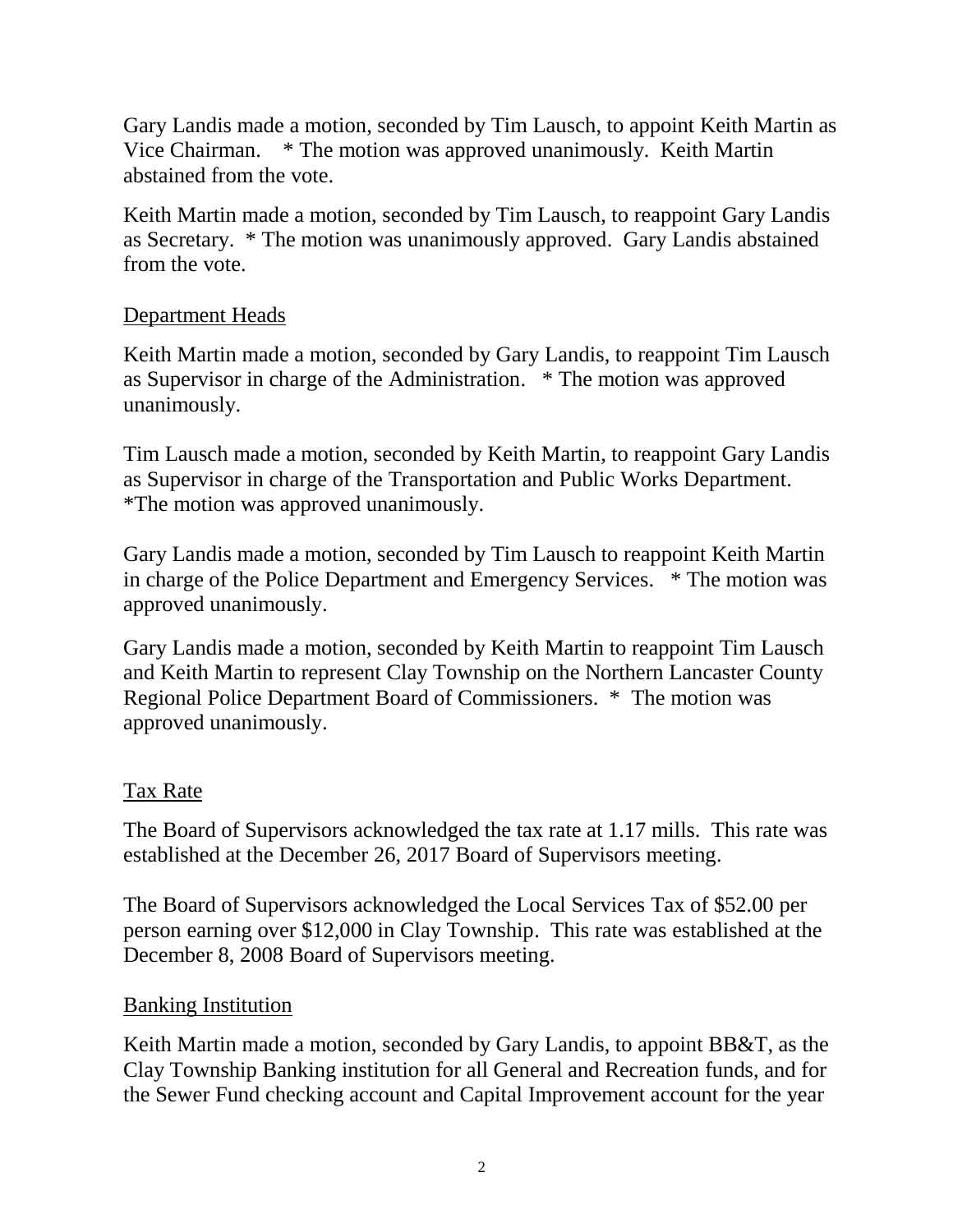Gary Landis made a motion, seconded by Tim Lausch, to appoint Keith Martin as Vice Chairman. * The motion was approved unanimously. Keith Martin abstained from the vote.

Keith Martin made a motion, seconded by Tim Lausch, to reappoint Gary Landis as Secretary. * The motion was unanimously approved. Gary Landis abstained from the vote.

## Department Heads

Keith Martin made a motion, seconded by Gary Landis, to reappoint Tim Lausch as Supervisor in charge of the Administration. * The motion was approved unanimously.

Tim Lausch made a motion, seconded by Keith Martin, to reappoint Gary Landis as Supervisor in charge of the Transportation and Public Works Department. *The motion was approved unanimously.

Gary Landis made a motion, seconded by Tim Lausch to reappoint Keith Martin in charge of the Police Department and Emergency Services. * The motion was approved unanimously.

Gary Landis made a motion, seconded by Keith Martin to reappoint Tim Lausch and Keith Martin to represent Clay Township on the Northern Lancaster County Regional Police Department Board of Commissioners. * The motion was approved unanimously.

## Tax Rate

The Board of Supervisors acknowledged the tax rate at 1.17 mills. This rate was established at the December 26, 2017 Board of Supervisors meeting.

The Board of Supervisors acknowledged the Local Services Tax of $52.00 per person earning over $12,000 in Clay Township. This rate was established at the December 8, 2008 Board of Supervisors meeting.

## Banking Institution

Keith Martin made a motion, seconded by Gary Landis, to appoint BB&T, as the Clay Township Banking institution for all General and Recreation funds, and for the Sewer Fund checking account and Capital Improvement account for the year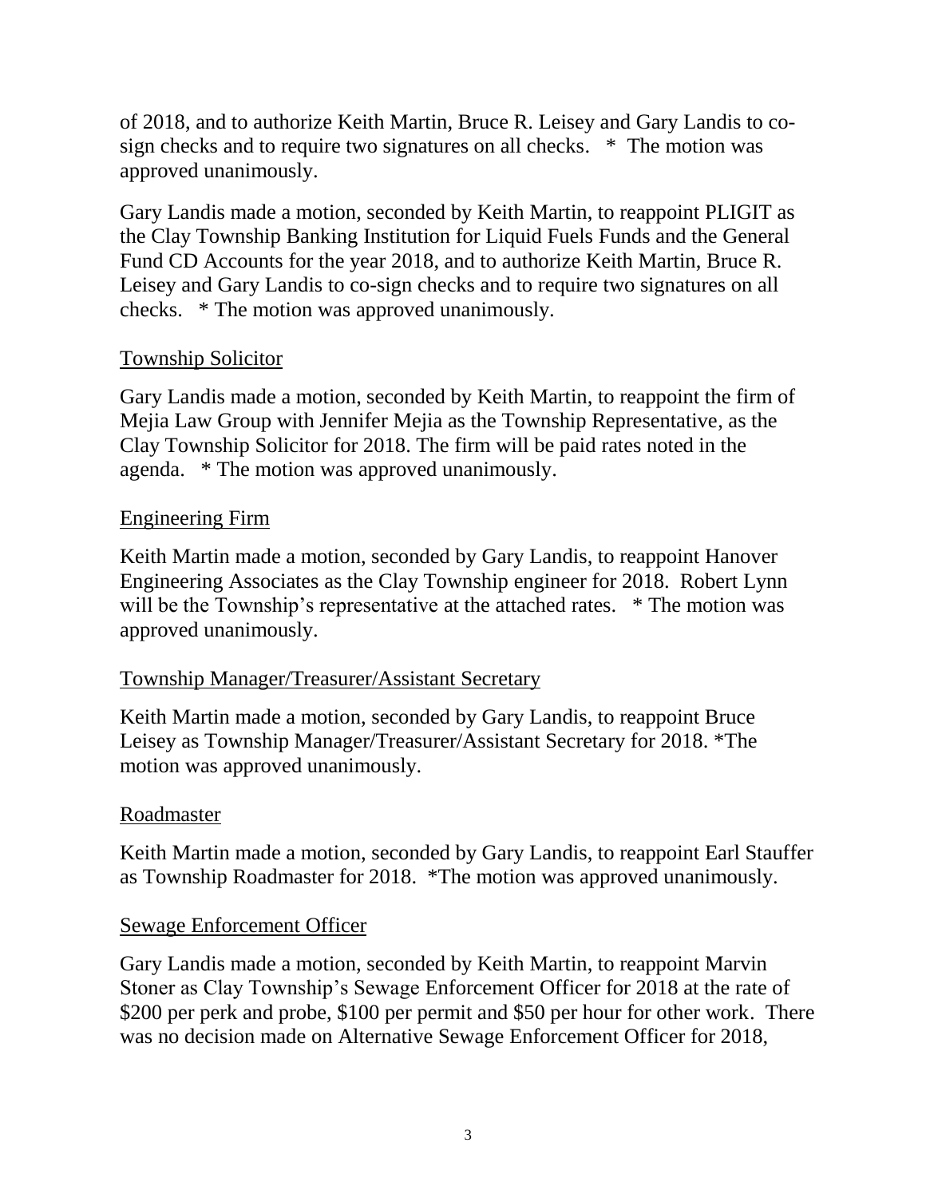of 2018, and to authorize Keith Martin, Bruce R. Leisey and Gary Landis to co-sign checks and to require two signatures on all checks.   *  The motion was approved unanimously.

Gary Landis made a motion, seconded by Keith Martin, to reappoint PLIGIT as the Clay Township Banking Institution for Liquid Fuels Funds and the General Fund CD Accounts for the year 2018, and to authorize Keith Martin, Bruce R. Leisey and Gary Landis to co-sign checks and to require two signatures on all checks.   * The motion was approved unanimously.

<u>Township Solicitor</u>

Gary Landis made a motion, seconded by Keith Martin, to reappoint the firm of Mejia Law Group with Jennifer Mejia as the Township Representative, as the Clay Township Solicitor for 2018. The firm will be paid rates noted in the agenda.   * The motion was approved unanimously.

<u>Engineering Firm</u>

Keith Martin made a motion, seconded by Gary Landis, to reappoint Hanover Engineering Associates as the Clay Township engineer for 2018.  Robert Lynn will be the Township's representative at the attached rates.   * The motion was approved unanimously.

<u>Township Manager/Treasurer/Assistant Secretary</u>

Keith Martin made a motion, seconded by Gary Landis, to reappoint Bruce Leisey as Township Manager/Treasurer/Assistant Secretary for 2018. *The motion was approved unanimously.

<u>Roadmaster</u>

Keith Martin made a motion, seconded by Gary Landis, to reappoint Earl Stauffer as Township Roadmaster for 2018.  *The motion was approved unanimously.

<u>Sewage Enforcement Officer</u>

Gary Landis made a motion, seconded by Keith Martin, to reappoint Marvin Stoner as Clay Township's Sewage Enforcement Officer for 2018 at the rate of $200 per perk and probe, $100 per permit and $50 per hour for other work.  There was no decision made on Alternative Sewage Enforcement Officer for 2018,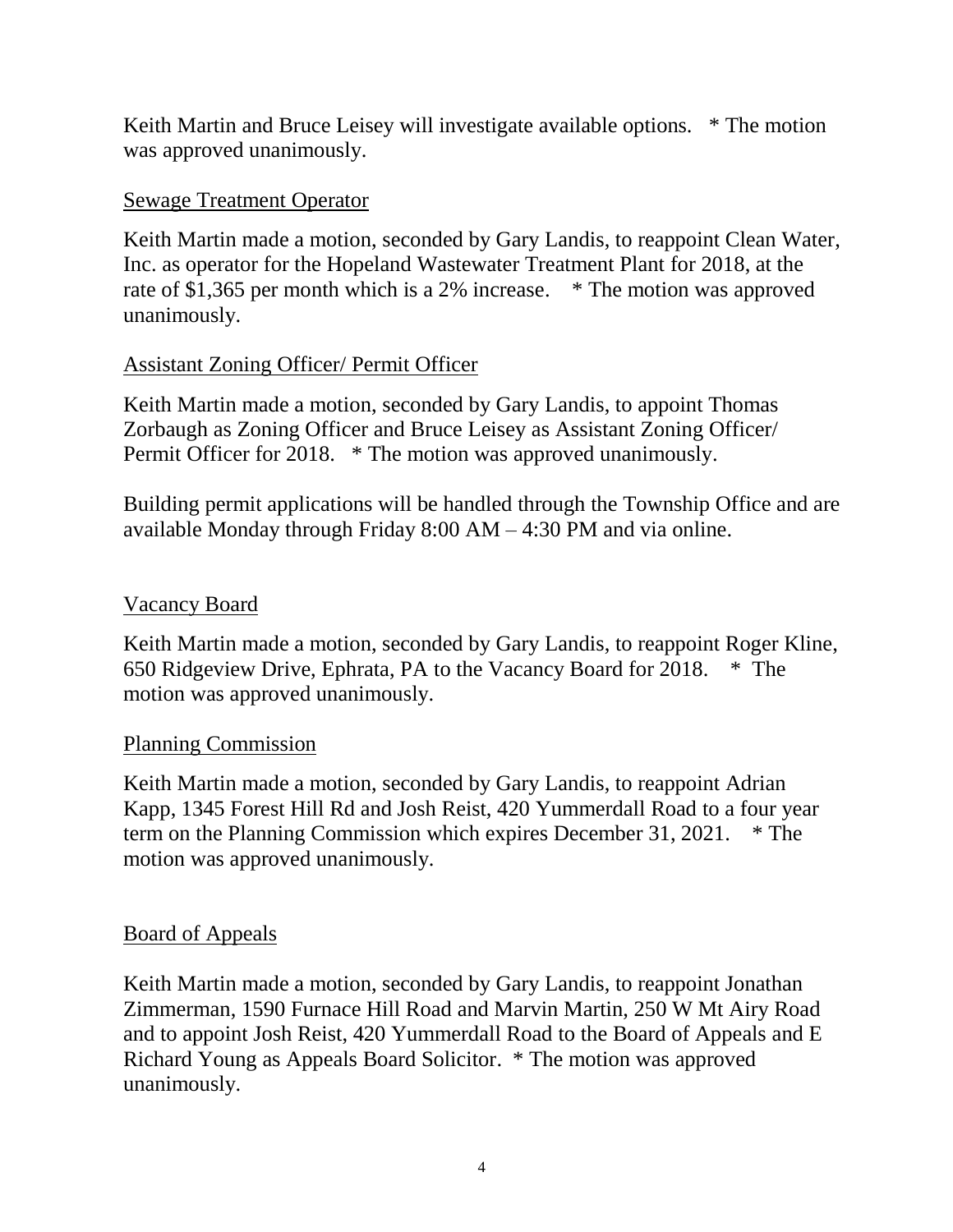Keith Martin and Bruce Leisey will investigate available options. * The motion was approved unanimously.

Sewage Treatment Operator

Keith Martin made a motion, seconded by Gary Landis, to reappoint Clean Water, Inc. as operator for the Hopeland Wastewater Treatment Plant for 2018, at the rate of $1,365 per month which is a 2% increase. * The motion was approved unanimously.

Assistant Zoning Officer/ Permit Officer

Keith Martin made a motion, seconded by Gary Landis, to appoint Thomas Zorbaugh as Zoning Officer and Bruce Leisey as Assistant Zoning Officer/ Permit Officer for 2018. * The motion was approved unanimously.

Building permit applications will be handled through the Township Office and are available Monday through Friday 8:00 AM – 4:30 PM and via online.

Vacancy Board

Keith Martin made a motion, seconded by Gary Landis, to reappoint Roger Kline, 650 Ridgeview Drive, Ephrata, PA to the Vacancy Board for 2018. * The motion was approved unanimously.

Planning Commission

Keith Martin made a motion, seconded by Gary Landis, to reappoint Adrian Kapp, 1345 Forest Hill Rd and Josh Reist, 420 Yummerdall Road to a four year term on the Planning Commission which expires December 31, 2021. * The motion was approved unanimously.

Board of Appeals

Keith Martin made a motion, seconded by Gary Landis, to reappoint Jonathan Zimmerman, 1590 Furnace Hill Road and Marvin Martin, 250 W Mt Airy Road and to appoint Josh Reist, 420 Yummerdall Road to the Board of Appeals and E Richard Young as Appeals Board Solicitor. * The motion was approved unanimously.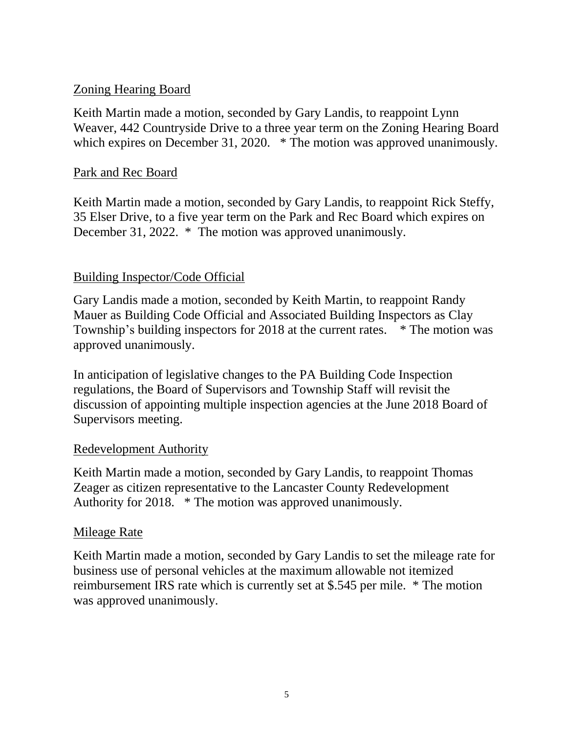## Zoning Hearing Board

Keith Martin made a motion, seconded by Gary Landis, to reappoint Lynn Weaver, 442 Countryside Drive to a three year term on the Zoning Hearing Board which expires on December 31, 2020. * The motion was approved unanimously.

## Park and Rec Board

Keith Martin made a motion, seconded by Gary Landis, to reappoint Rick Steffy, 35 Elser Drive, to a five year term on the Park and Rec Board which expires on December 31, 2022. * The motion was approved unanimously.

## Building Inspector/Code Official

Gary Landis made a motion, seconded by Keith Martin, to reappoint Randy Mauer as Building Code Official and Associated Building Inspectors as Clay Township's building inspectors for 2018 at the current rates. * The motion was approved unanimously.

In anticipation of legislative changes to the PA Building Code Inspection regulations, the Board of Supervisors and Township Staff will revisit the discussion of appointing multiple inspection agencies at the June 2018 Board of Supervisors meeting.

## Redevelopment Authority

Keith Martin made a motion, seconded by Gary Landis, to reappoint Thomas Zeager as citizen representative to the Lancaster County Redevelopment Authority for 2018. * The motion was approved unanimously.

## Mileage Rate

Keith Martin made a motion, seconded by Gary Landis to set the mileage rate for business use of personal vehicles at the maximum allowable not itemized reimbursement IRS rate which is currently set at $.545 per mile. * The motion was approved unanimously.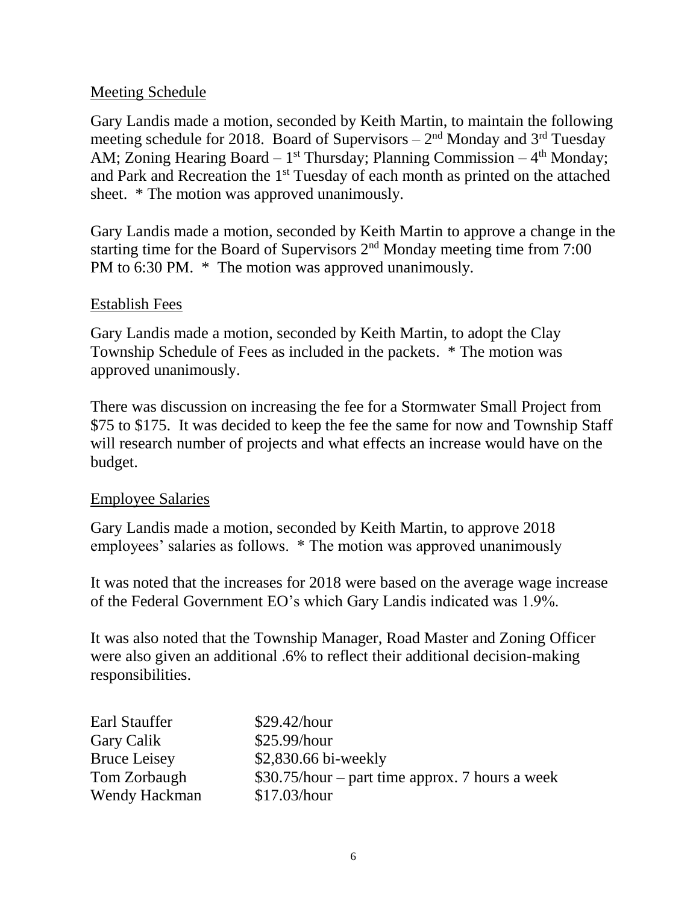Meeting Schedule

Gary Landis made a motion, seconded by Keith Martin, to maintain the following meeting schedule for 2018. Board of Supervisors – 2nd Monday and 3rd Tuesday AM; Zoning Hearing Board – 1st Thursday; Planning Commission – 4th Monday; and Park and Recreation the 1st Tuesday of each month as printed on the attached sheet. * The motion was approved unanimously.

Gary Landis made a motion, seconded by Keith Martin to approve a change in the starting time for the Board of Supervisors 2nd Monday meeting time from 7:00 PM to 6:30 PM. * The motion was approved unanimously.

Establish Fees

Gary Landis made a motion, seconded by Keith Martin, to adopt the Clay Township Schedule of Fees as included in the packets. * The motion was approved unanimously.

There was discussion on increasing the fee for a Stormwater Small Project from $75 to $175. It was decided to keep the fee the same for now and Township Staff will research number of projects and what effects an increase would have on the budget.

Employee Salaries

Gary Landis made a motion, seconded by Keith Martin, to approve 2018 employees' salaries as follows. * The motion was approved unanimously

It was noted that the increases for 2018 were based on the average wage increase of the Federal Government EO's which Gary Landis indicated was 1.9%.

It was also noted that the Township Manager, Road Master and Zoning Officer were also given an additional .6% to reflect their additional decision-making responsibilities.

| | |
|---|---|
| Earl Stauffer | $29.42/hour |
| Gary Calik | $25.99/hour |
| Bruce Leisey | $2,830.66 bi-weekly |
| Tom Zorbaugh | $30.75/hour – part time approx. 7 hours a week |
| Wendy Hackman | $17.03/hour |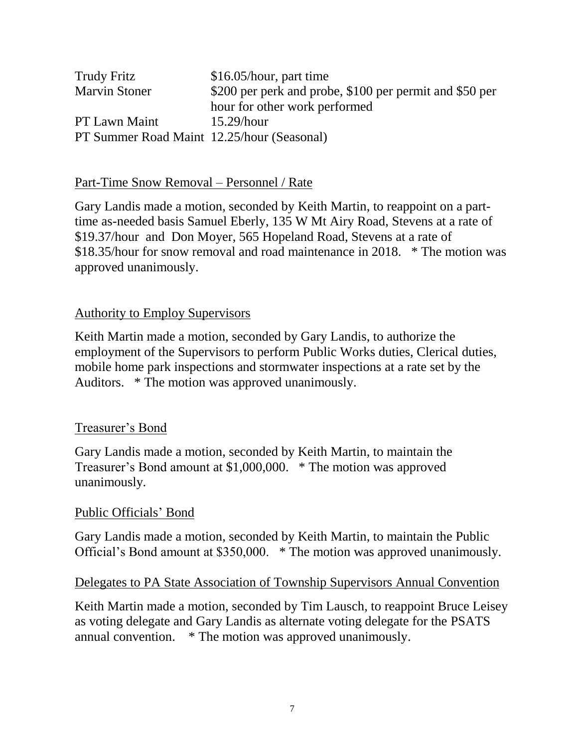| | |
|---|---|
| Trudy Fritz | $16.05/hour, part time |
| Marvin Stoner | $200 per perk and probe, $100 per permit and $50 per hour for other work performed |
| PT Lawn Maint | 15.29/hour |
| PT Summer Road Maint | 12.25/hour (Seasonal) |

Part-Time Snow Removal – Personnel / Rate

Gary Landis made a motion, seconded by Keith Martin, to reappoint on a part-time as-needed basis Samuel Eberly, 135 W Mt Airy Road, Stevens at a rate of $19.37/hour and Don Moyer, 565 Hopeland Road, Stevens at a rate of $18.35/hour for snow removal and road maintenance in 2018. * The motion was approved unanimously.

Authority to Employ Supervisors

Keith Martin made a motion, seconded by Gary Landis, to authorize the employment of the Supervisors to perform Public Works duties, Clerical duties, mobile home park inspections and stormwater inspections at a rate set by the Auditors. * The motion was approved unanimously.

Treasurer's Bond

Gary Landis made a motion, seconded by Keith Martin, to maintain the Treasurer's Bond amount at $1,000,000. * The motion was approved unanimously.

Public Officials' Bond

Gary Landis made a motion, seconded by Keith Martin, to maintain the Public Official's Bond amount at $350,000. * The motion was approved unanimously.

Delegates to PA State Association of Township Supervisors Annual Convention

Keith Martin made a motion, seconded by Tim Lausch, to reappoint Bruce Leisey as voting delegate and Gary Landis as alternate voting delegate for the PSATS annual convention. * The motion was approved unanimously.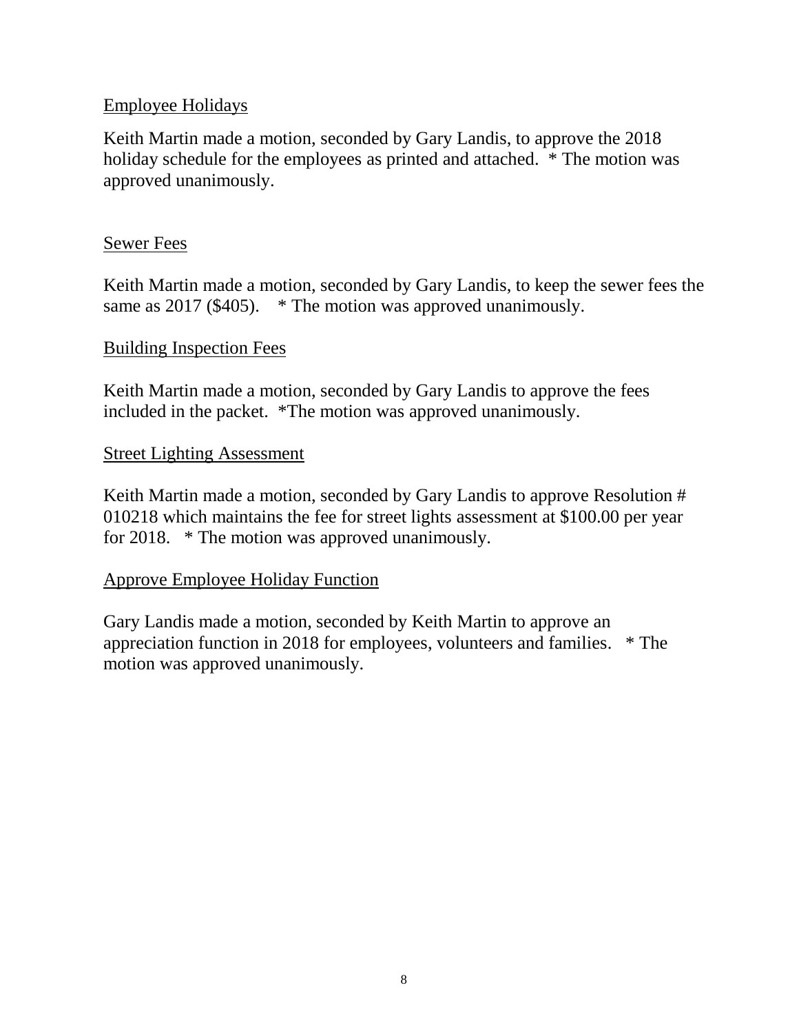Employee Holidays

Keith Martin made a motion, seconded by Gary Landis, to approve the 2018 holiday schedule for the employees as printed and attached. * The motion was approved unanimously.

Sewer Fees

Keith Martin made a motion, seconded by Gary Landis, to keep the sewer fees the same as 2017 ($405). * The motion was approved unanimously.

Building Inspection Fees

Keith Martin made a motion, seconded by Gary Landis to approve the fees included in the packet. *The motion was approved unanimously.

Street Lighting Assessment

Keith Martin made a motion, seconded by Gary Landis to approve Resolution # 010218 which maintains the fee for street lights assessment at $100.00 per year for 2018. * The motion was approved unanimously.

Approve Employee Holiday Function

Gary Landis made a motion, seconded by Keith Martin to approve an appreciation function in 2018 for employees, volunteers and families. * The motion was approved unanimously.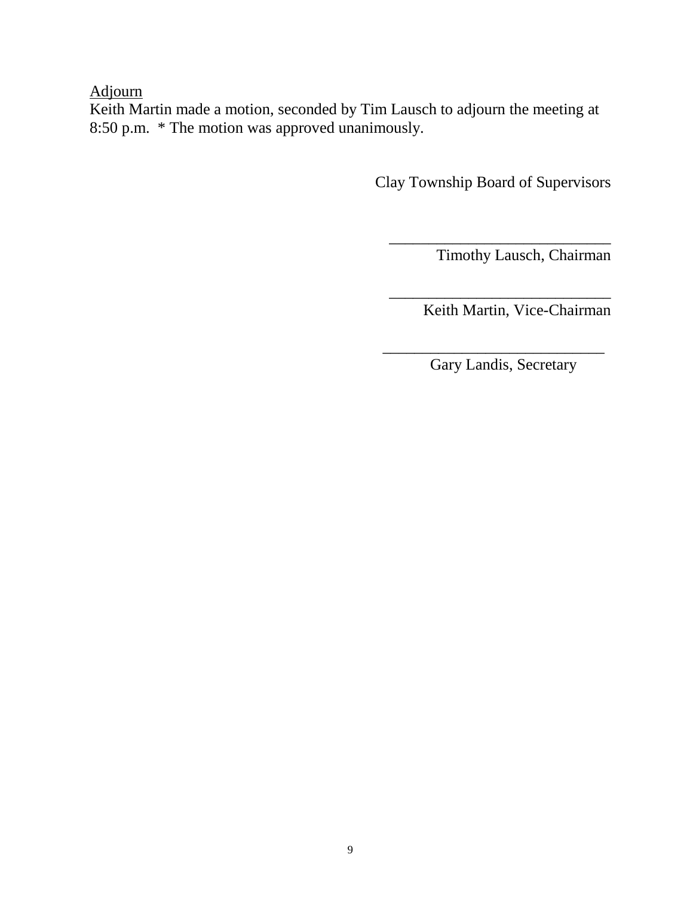<u>Adjourn</u>

Keith Martin made a motion, seconded by Tim Lausch to adjourn the meeting at 8:50 p.m. * The motion was approved unanimously.

Clay Township Board of Supervisors

_____________________________
Timothy Lausch, Chairman

_____________________________
Keith Martin, Vice-Chairman

_____________________________
Gary Landis, Secretary